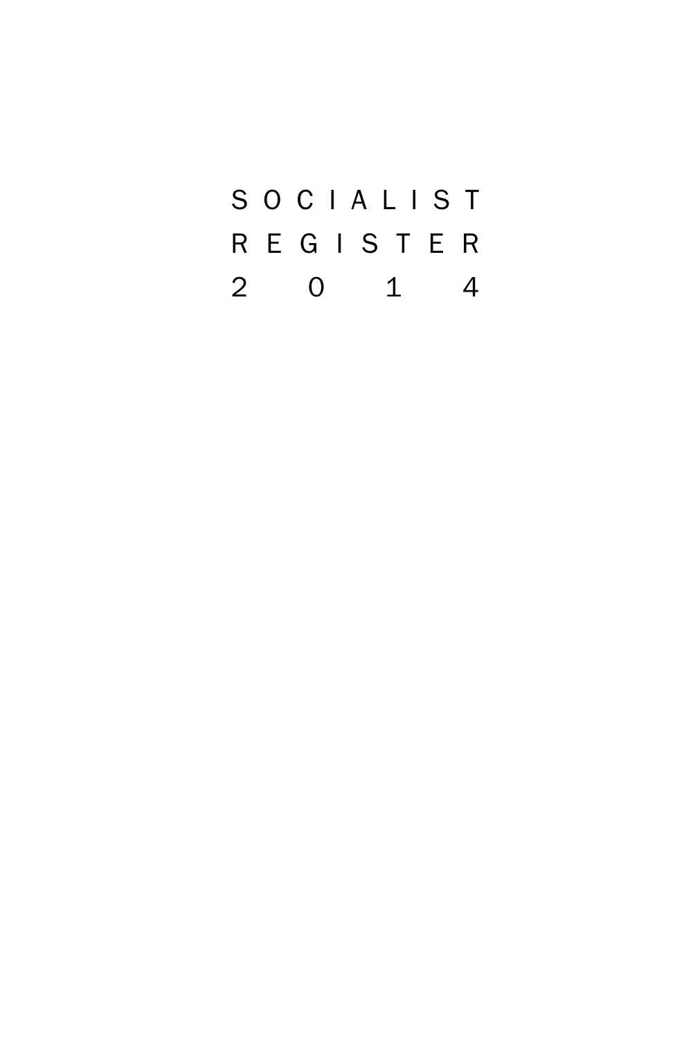# SOCIALIST REGISTER 2014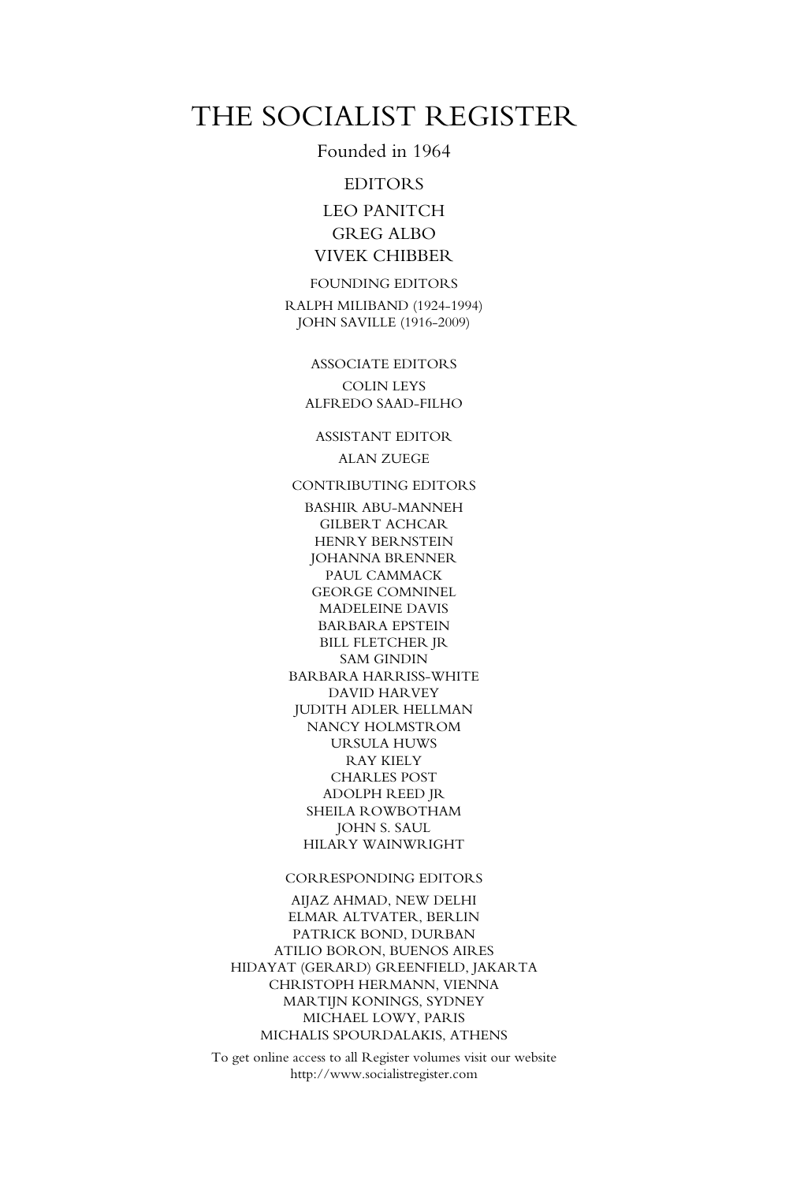# THE SOCIALIST REGISTER

Founded in 1964

EDITORS

LEO PANITCH
GREG ALBO
VIVEK CHIBBER

FOUNDING EDITORS

RALPH MILIBAND (1924-1994)
JOHN SAVILLE (1916-2009)

ASSOCIATE EDITORS

COLIN LEYS
ALFREDO SAAD-FILHO

ASSISTANT EDITOR

ALAN ZUEGE

CONTRIBUTING EDITORS

BASHIR ABU-MANNEH
GILBERT ACHCAR
HENRY BERNSTEIN
JOHANNA BRENNER
PAUL CAMMACK
GEORGE COMNINEL
MADELEINE DAVIS
BARBARA EPSTEIN
BILL FLETCHER JR
SAM GINDIN
BARBARA HARRISS-WHITE
DAVID HARVEY
JUDITH ADLER HELLMAN
NANCY HOLMSTROM
URSULA HUWS
RAY KIELY
CHARLES POST
ADOLPH REED JR
SHEILA ROWBOTHAM
JOHN S. SAUL
HILARY WAINWRIGHT

CORRESPONDING EDITORS

AIJAZ AHMAD, NEW DELHI
ELMAR ALTVATER, BERLIN
PATRICK BOND, DURBAN
ATILIO BORON, BUENOS AIRES
HIDAYAT (GERARD) GREENFIELD, JAKARTA
CHRISTOPH HERMANN, VIENNA
MARTIJN KONINGS, SYDNEY
MICHAEL LOWY, PARIS
MICHALIS SPOURDALAKIS, ATHENS

To get online access to all Register volumes visit our website
http://www.socialistregister.com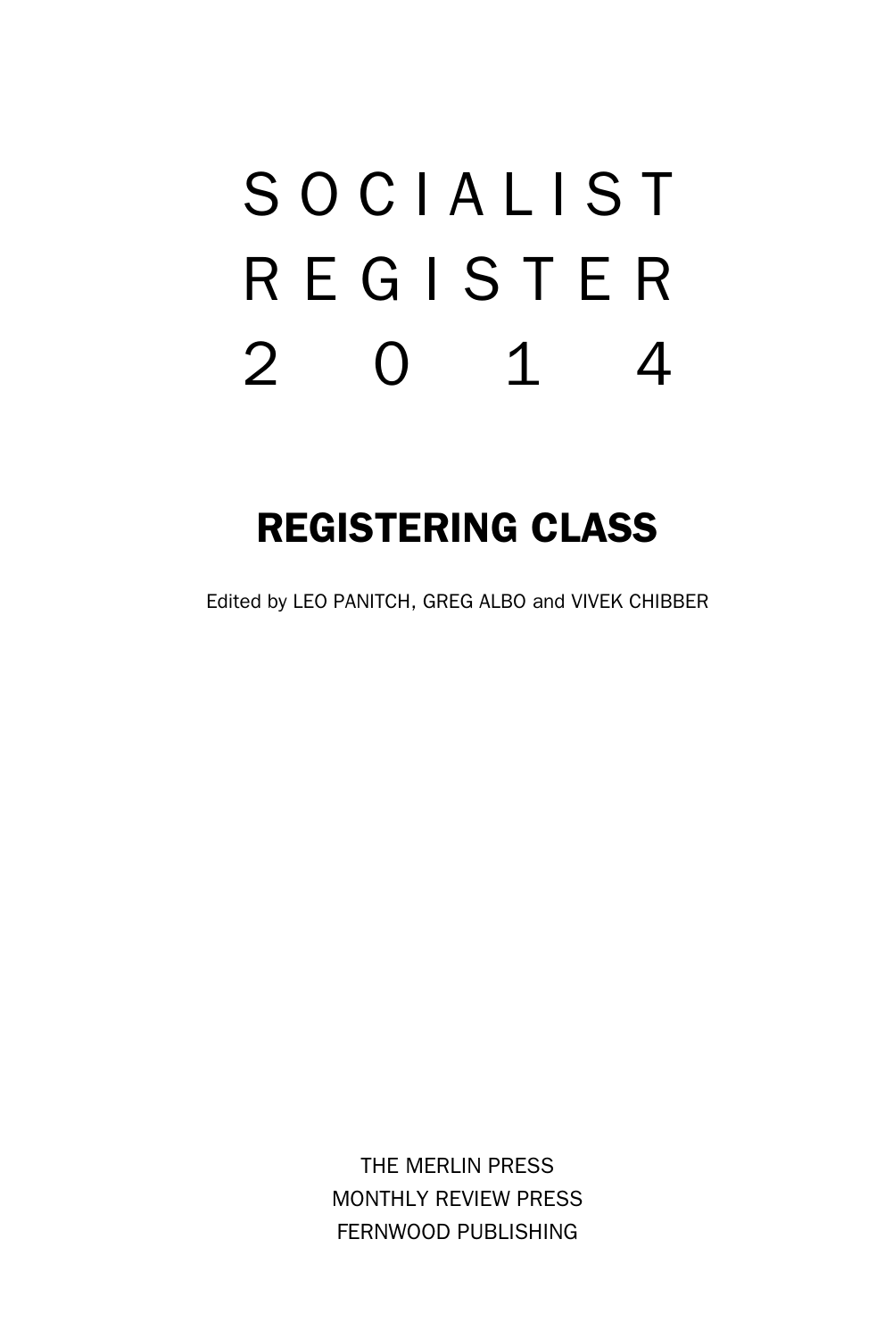# SOCIALIST REGISTER 2014

## REGISTERING CLASS

Edited by LEO PANITCH, GREG ALBO and VIVEK CHIBBER

THE MERLIN PRESS
MONTHLY REVIEW PRESS
FERNWOOD PUBLISHING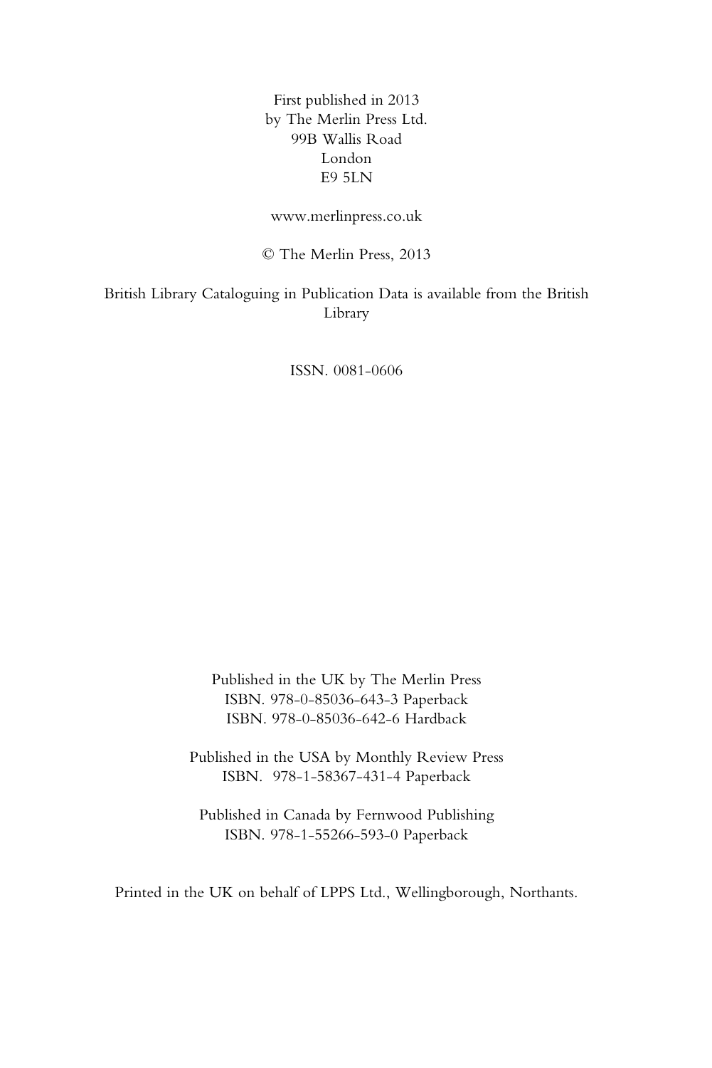First published in 2013
by The Merlin Press Ltd.
99B Wallis Road
London
E9 5LN

www.merlinpress.co.uk

© The Merlin Press, 2013

British Library Cataloguing in Publication Data is available from the British Library

ISSN. 0081-0606

Published in the UK by The Merlin Press
ISBN. 978-0-85036-643-3 Paperback
ISBN. 978-0-85036-642-6 Hardback

Published in the USA by Monthly Review Press
ISBN. 978-1-58367-431-4 Paperback

Published in Canada by Fernwood Publishing
ISBN. 978-1-55266-593-0 Paperback

Printed in the UK on behalf of LPPS Ltd., Wellingborough, Northants.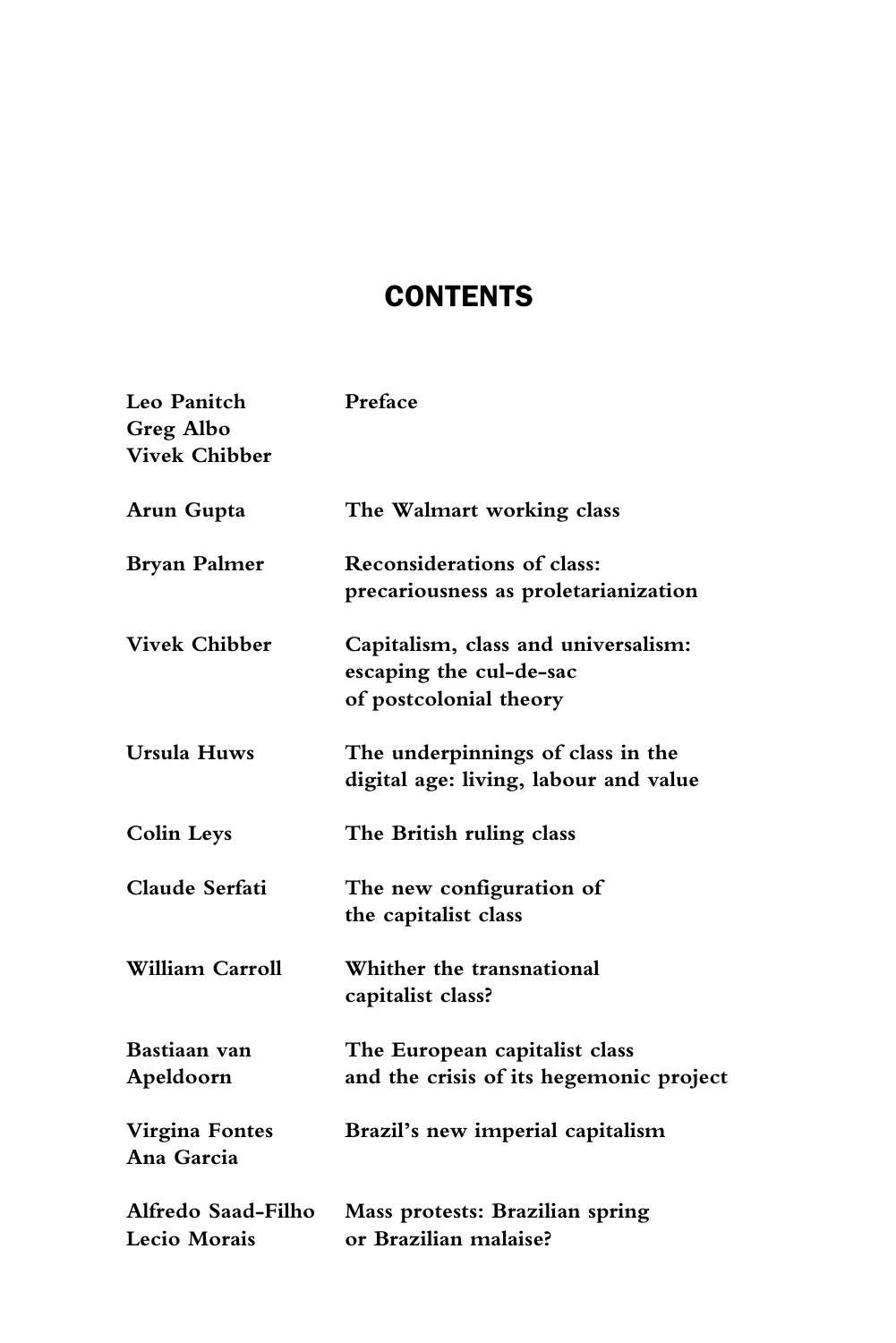# CONTENTS

| | |
|---|---|
| **Leo Panitch**<br>**Greg Albo**<br>**Vivek Chibber** | **Preface** |
| **Arun Gupta** | **The Walmart working class** |
| **Bryan Palmer** | **Reconsiderations of class: precariousness as proletarianization** |
| **Vivek Chibber** | **Capitalism, class and universalism: escaping the cul-de-sac of postcolonial theory** |
| **Ursula Huws** | **The underpinnings of class in the digital age: living, labour and value** |
| **Colin Leys** | **The British ruling class** |
| **Claude Serfati** | **The new configuration of the capitalist class** |
| **William Carroll** | **Whither the transnational capitalist class?** |
| **Bastiaan van Apeldoorn** | **The European capitalist class and the crisis of its hegemonic project** |
| **Virgina Fontes**<br>**Ana Garcia** | **Brazil's new imperial capitalism** |
| **Alfredo Saad-Filho**<br>**Lecio Morais** | **Mass protests: Brazilian spring or Brazilian malaise?** |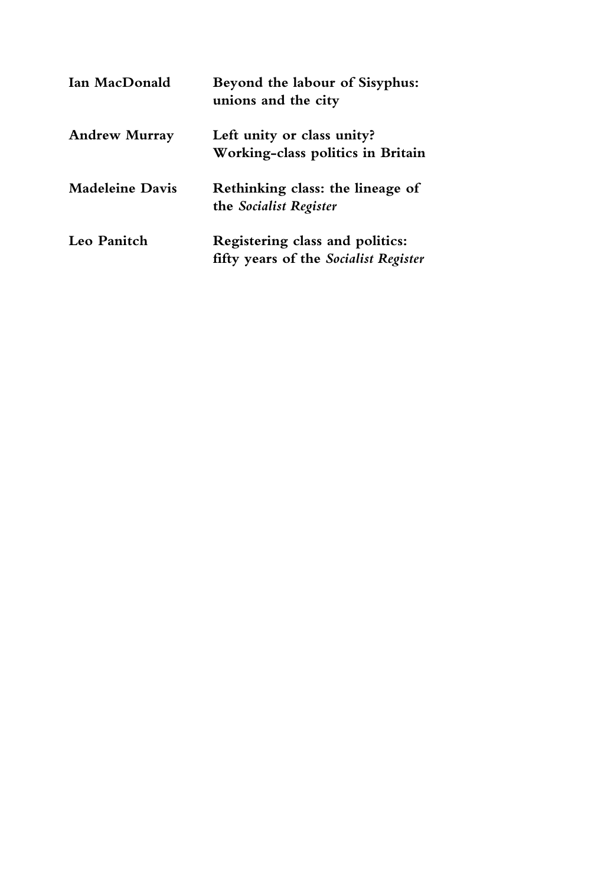| | |
|---|---|
| **Ian MacDonald** | **Beyond the labour of Sisyphus: unions and the city** |
| **Andrew Murray** | **Left unity or class unity? Working-class politics in Britain** |
| **Madeleine Davis** | **Rethinking class: the lineage of the *Socialist Register*** |
| **Leo Panitch** | **Registering class and politics: fifty years of the *Socialist Register*** |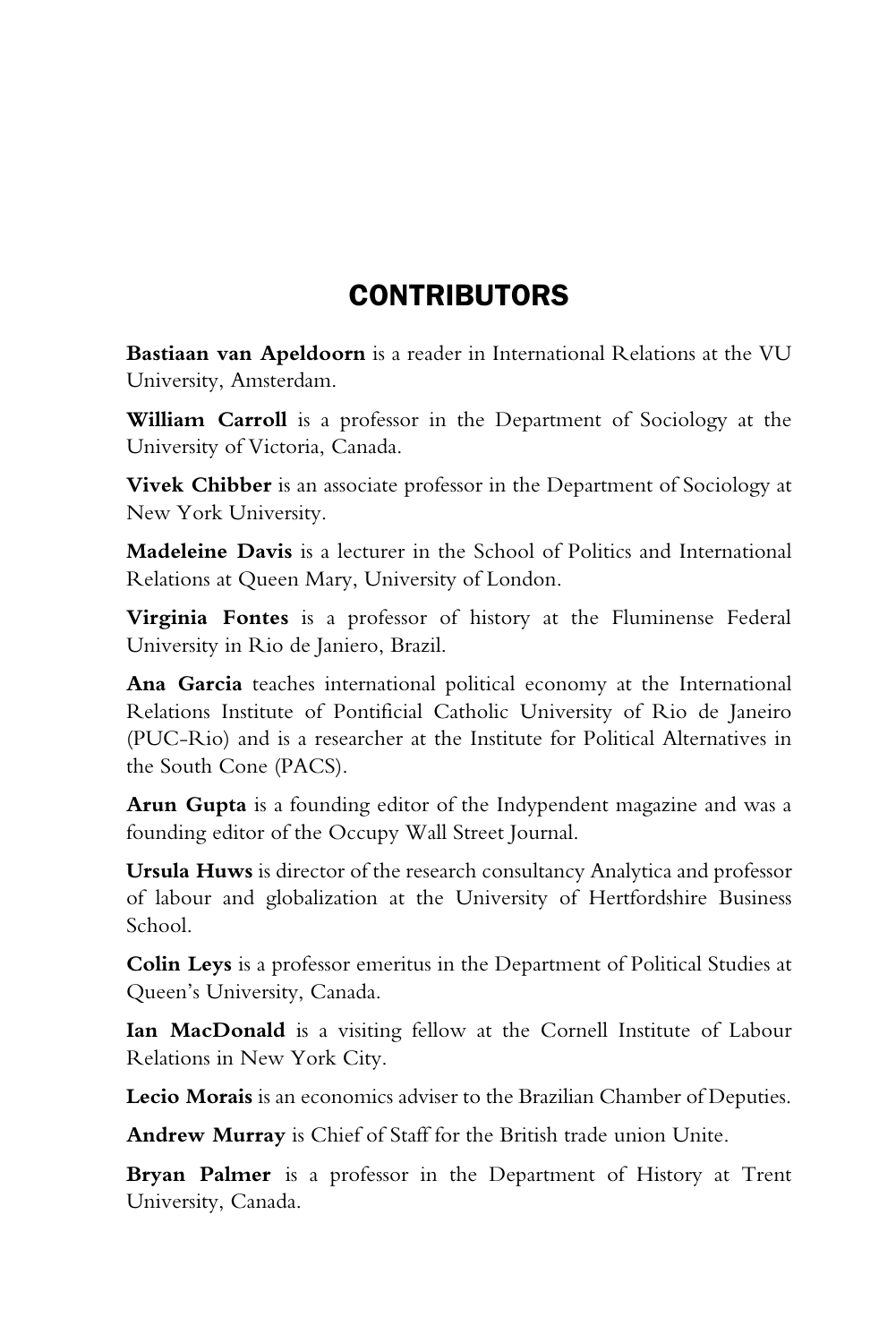# CONTRIBUTORS

**Bastiaan van Apeldoorn** is a reader in International Relations at the VU University, Amsterdam.

**William Carroll** is a professor in the Department of Sociology at the University of Victoria, Canada.

**Vivek Chibber** is an associate professor in the Department of Sociology at New York University.

**Madeleine Davis** is a lecturer in the School of Politics and International Relations at Queen Mary, University of London.

**Virginia Fontes** is a professor of history at the Fluminense Federal University in Rio de Janiero, Brazil.

**Ana Garcia** teaches international political economy at the International Relations Institute of Pontificial Catholic University of Rio de Janeiro (PUC-Rio) and is a researcher at the Institute for Political Alternatives in the South Cone (PACS).

**Arun Gupta** is a founding editor of the Indypendent magazine and was a founding editor of the Occupy Wall Street Journal.

**Ursula Huws** is director of the research consultancy Analytica and professor of labour and globalization at the University of Hertfordshire Business School.

**Colin Leys** is a professor emeritus in the Department of Political Studies at Queen's University, Canada.

**Ian MacDonald** is a visiting fellow at the Cornell Institute of Labour Relations in New York City.

**Lecio Morais** is an economics adviser to the Brazilian Chamber of Deputies.

**Andrew Murray** is Chief of Staff for the British trade union Unite.

**Bryan Palmer** is a professor in the Department of History at Trent University, Canada.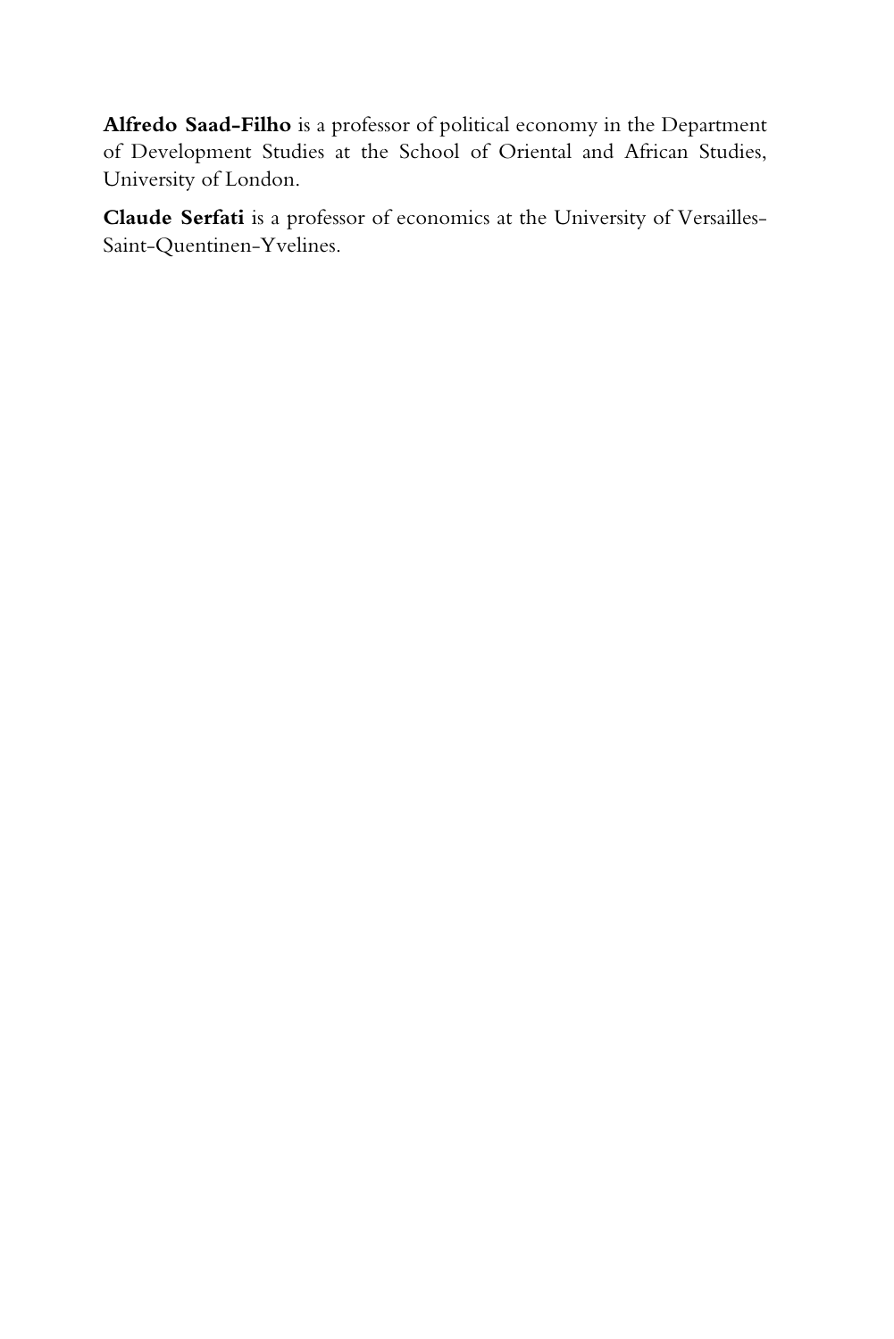**Alfredo Saad-Filho** is a professor of political economy in the Department of Development Studies at the School of Oriental and African Studies, University of London.

**Claude Serfati** is a professor of economics at the University of Versailles-Saint-Quentinen-Yvelines.